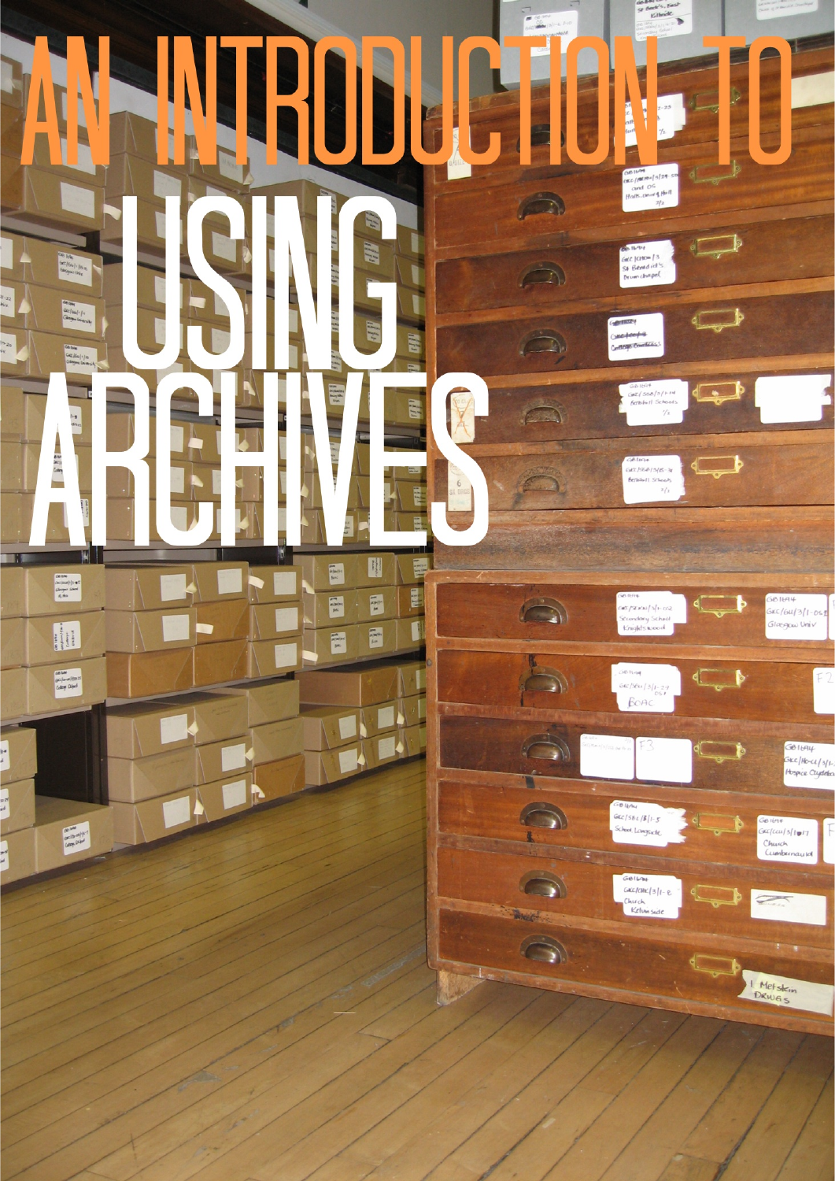# AN INTRODUCTION TO USING ARCHIVES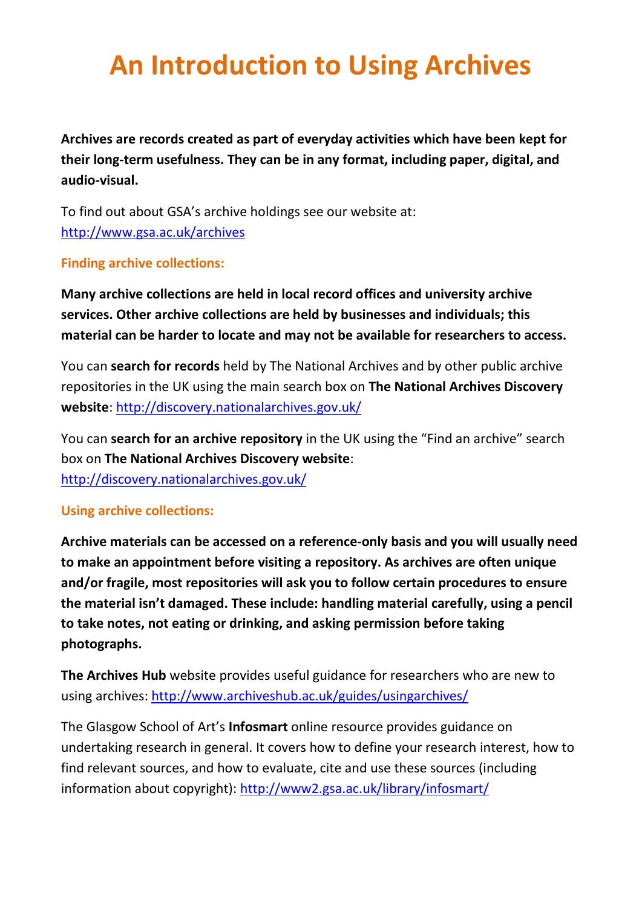# An Introduction to Using Archives

**Archives are records created as part of everyday activities which have been kept for their long-term usefulness. They can be in any format, including paper, digital, and audio-visual.**

To find out about GSA's archive holdings see our website at: http://www.gsa.ac.uk/archives

## Finding archive collections:

**Many archive collections are held in local record offices and university archive services. Other archive collections are held by businesses and individuals; this material can be harder to locate and may not be available for researchers to access.**

You can **search for records** held by The National Archives and by other public archive repositories in the UK using the main search box on **The National Archives Discovery website**: http://discovery.nationalarchives.gov.uk/

You can **search for an archive repository** in the UK using the "Find an archive" search box on **The National Archives Discovery website**: http://discovery.nationalarchives.gov.uk/

## Using archive collections:

**Archive materials can be accessed on a reference-only basis and you will usually need to make an appointment before visiting a repository. As archives are often unique and/or fragile, most repositories will ask you to follow certain procedures to ensure the material isn't damaged. These include: handling material carefully, using a pencil to take notes, not eating or drinking, and asking permission before taking photographs.**

**The Archives Hub** website provides useful guidance for researchers who are new to using archives: http://www.archiveshub.ac.uk/guides/usingarchives/

The Glasgow School of Art's **Infosmart** online resource provides guidance on undertaking research in general. It covers how to define your research interest, how to find relevant sources, and how to evaluate, cite and use these sources (including information about copyright): http://www2.gsa.ac.uk/library/infosmart/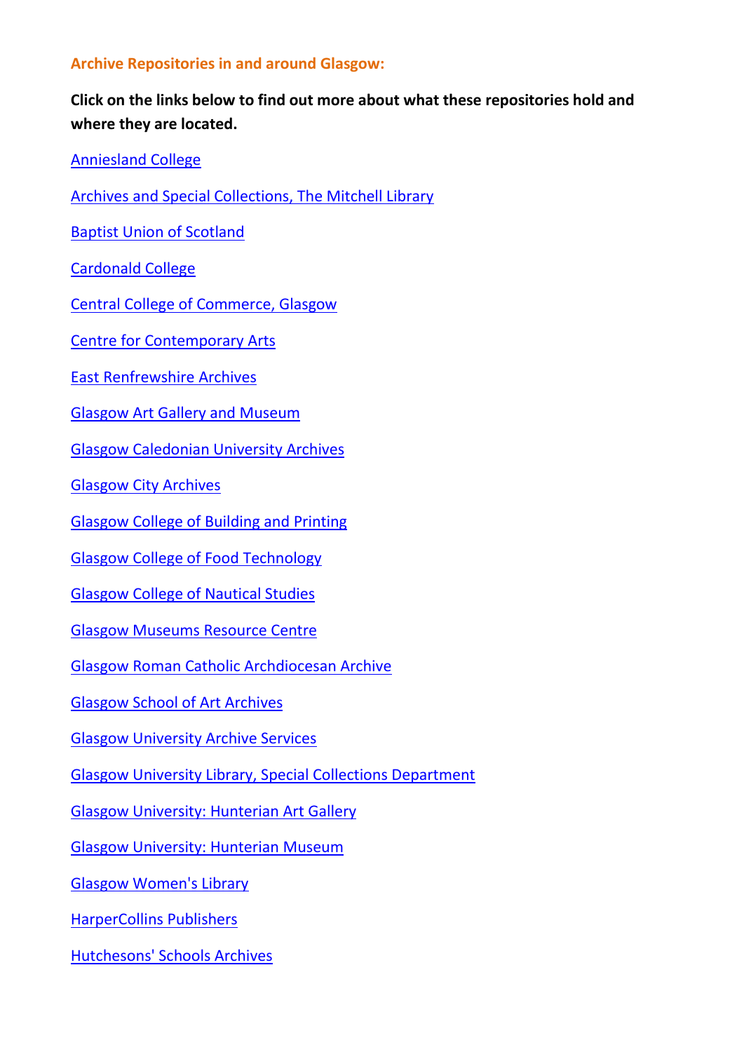## Archive Repositories in and around Glasgow:

**Click on the links below to find out more about what these repositories hold and where they are located.**

Anniesland College

Archives and Special Collections, The Mitchell Library

Baptist Union of Scotland

Cardonald College

Central College of Commerce, Glasgow

Centre for Contemporary Arts

East Renfrewshire Archives

Glasgow Art Gallery and Museum

Glasgow Caledonian University Archives

Glasgow City Archives

Glasgow College of Building and Printing

Glasgow College of Food Technology

Glasgow College of Nautical Studies

Glasgow Museums Resource Centre

Glasgow Roman Catholic Archdiocesan Archive

Glasgow School of Art Archives

Glasgow University Archive Services

Glasgow University Library, Special Collections Department

Glasgow University: Hunterian Art Gallery

Glasgow University: Hunterian Museum

Glasgow Women's Library

HarperCollins Publishers

Hutchesons' Schools Archives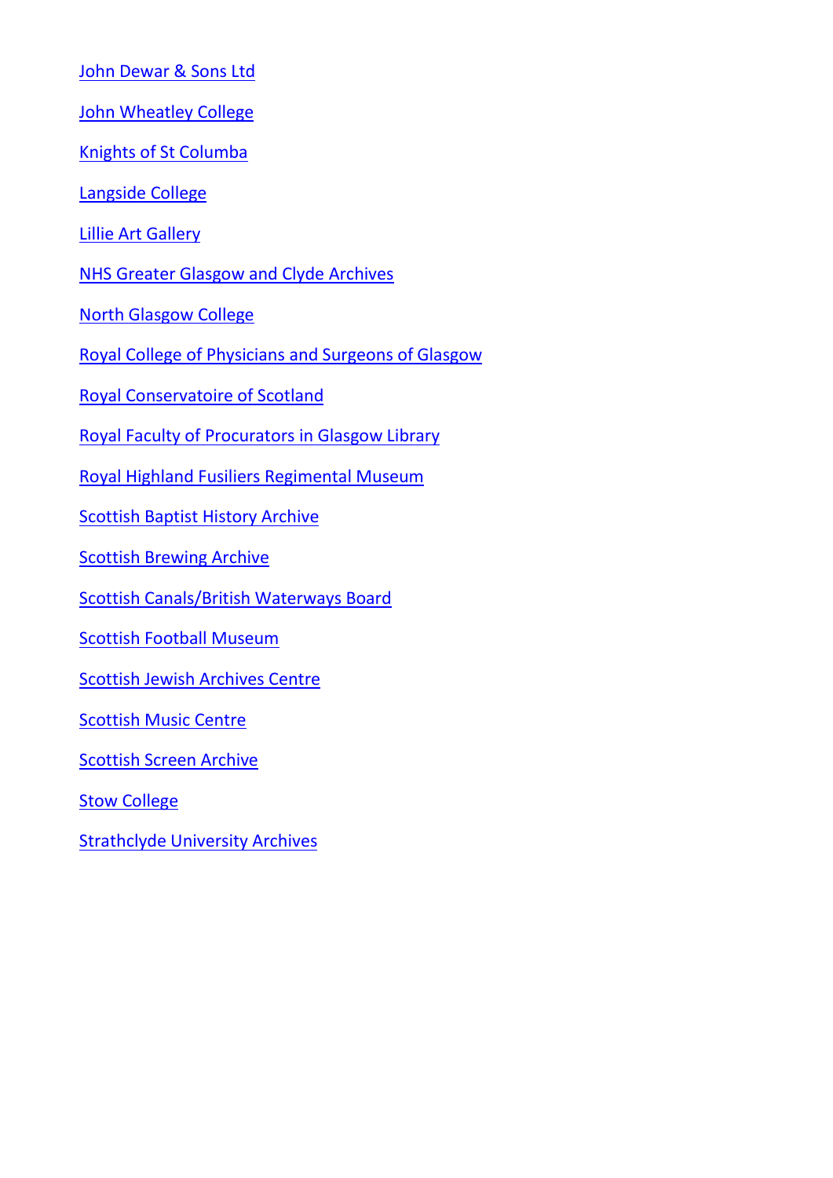John Dewar & Sons Ltd

John Wheatley College

Knights of St Columba

Langside College

Lillie Art Gallery

NHS Greater Glasgow and Clyde Archives

North Glasgow College

Royal College of Physicians and Surgeons of Glasgow

Royal Conservatoire of Scotland

Royal Faculty of Procurators in Glasgow Library

Royal Highland Fusiliers Regimental Museum

Scottish Baptist History Archive

Scottish Brewing Archive

Scottish Canals/British Waterways Board

Scottish Football Museum

Scottish Jewish Archives Centre

Scottish Music Centre

Scottish Screen Archive

Stow College

Strathclyde University Archives